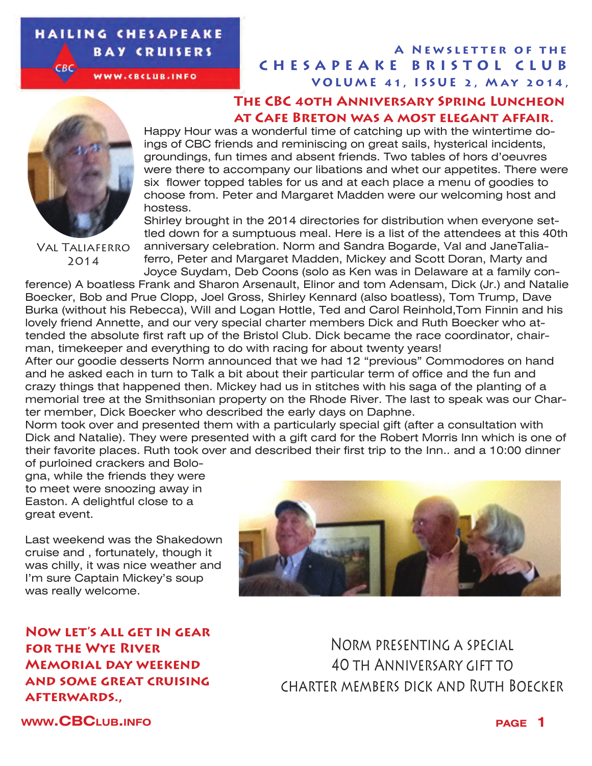# Hailing Chesapeake Bay Cruisers

www.cbclub.info

A Newsletter of the **Chesapeake Bristol Club**

Volume 41, Issue 2, May 2014,

## The CBC 40th Anniversary Spring Luncheon at Cafe Breton was a most elegant affair.

Val Taliaferro 2014

Happy Hour was a wonderful time of catching up with the wintertime doings of CBC friends and reminiscing on great sails, hysterical incidents, groundings, fun times and absent friends. Two tables of hors d'oeuvres were there to accompany our libations and whet our appetites. There were six flower topped tables for us and at each place a menu of goodies to choose from. Peter and Margaret Madden were our welcoming host and hostess.

Shirley brought in the 2014 directories for distribution when everyone settled down for a sumptuous meal. Here is a list of the attendees at this 40th anniversary celebration. Norm and Sandra Bogarde, Val and JaneTaliaferro, Peter and Margaret Madden, Mickey and Scott Doran, Marty and Joyce Suydam, Deb Coons (solo as Ken was in Delaware at a family conference) A boatless Frank and Sharon Arsenault, Elinor and tom Adensam, Dick (Jr.) and Natalie Boecker, Bob and Prue Clopp, Joel Gross, Shirley Kennard (also boatless), Tom Trump, Dave Burka (without his Rebecca), Will and Logan Hottle, Ted and Carol Reinhold,Tom Finnin and his lovely friend Annette, and our very special charter members Dick and Ruth Boecker who attended the absolute first raft up of the Bristol Club. Dick became the race coordinator, chairman, timekeeper and everything to do with racing for about twenty years!

After our goodie desserts Norm announced that we had 12 "previous" Commodores on hand and he asked each in turn to Talk a bit about their particular term of office and the fun and crazy things that happened then. Mickey had us in stitches with his saga of the planting of a memorial tree at the Smithsonian property on the Rhode River. The last to speak was our Charter member, Dick Boecker who described the early days on Daphne.

Norm took over and presented them with a particularly special gift (after a consultation with Dick and Natalie). They were presented with a gift card for the Robert Morris Inn which is one of their favorite places. Ruth took over and described their first trip to the Inn.. and a 10:00 dinner of purloined crackers and Bologna, while the friends they were to meet were snoozing away in Easton. A delightful close to a great event.

Last weekend was the Shakedown cruise and , fortunately, though it was chilly, it was nice weather and I'm sure Captain Mickey's soup was really welcome.

Norm presenting a special 40 th Anniversary gift to charter members Dick and Ruth Boecker

**Now let's all get in gear for the Wye River Memorial day weekend and some great cruising afterwards.,**

www.CBClub.info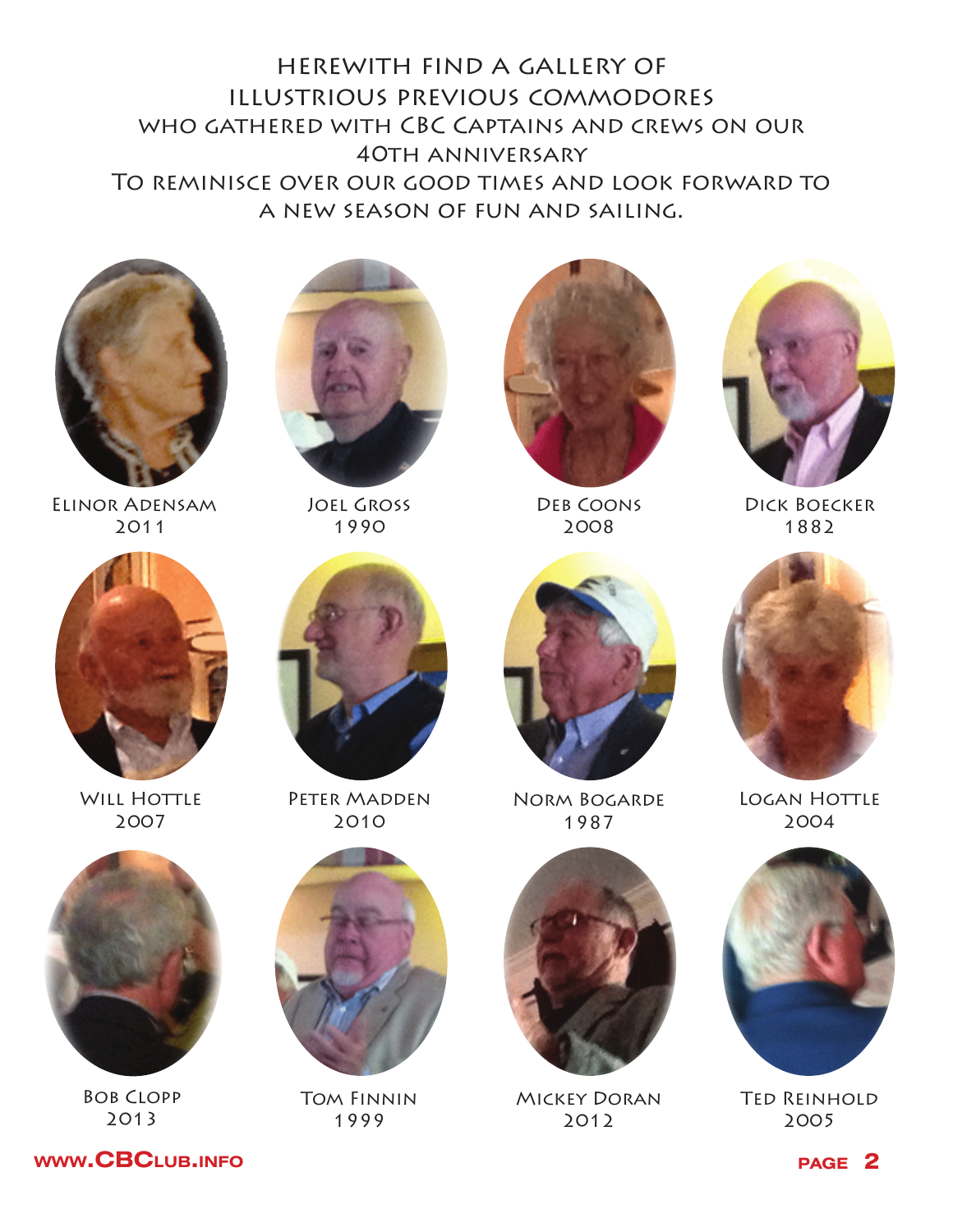# Herewith find a gallery of illustrious previous commodores who gathered with CBC Captains and crews on our 40th anniversary To reminisce over our good times and look forward to a new season of fun and sailing.

Elinor Adensam
2011

Joel Gross
1990

Deb Coons
2008

Dick Boecker
1882

Will Hottle
2007

Peter Madden
2010

Norm Bogarde
1987

Logan Hottle
2004

Bob Clopp
2013

Tom Finnin
1999

Mickey Doran
2012

Ted Reinhold
2005

www.CBClub.info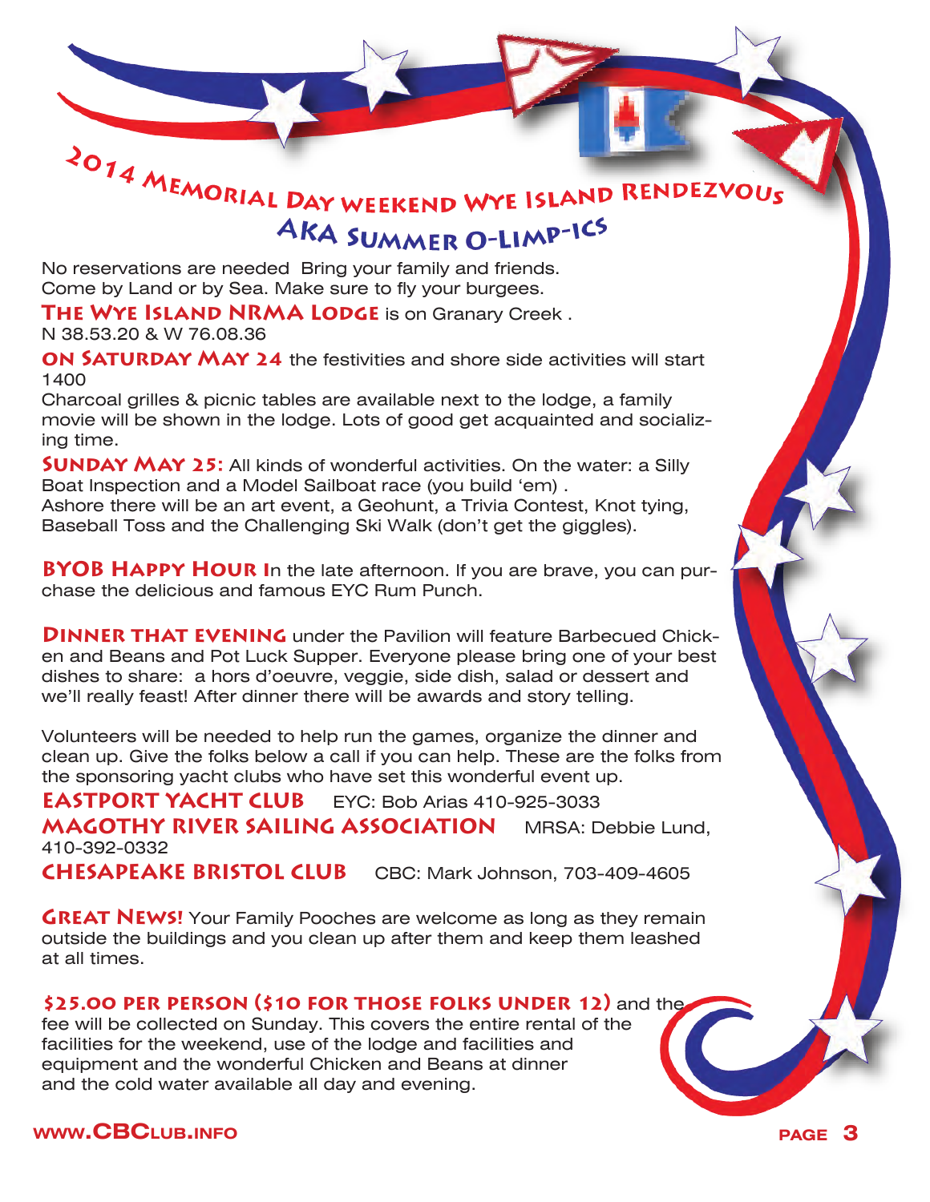# 2014 Memorial Day weekend Wye Island Rendezvous
## AKA Summer O-Limp-ics

No reservations are needed  Bring your family and friends. Come by Land or by Sea. Make sure to fly your burgees.

**The Wye Island NRMA Lodge** is on Granary Creek .
N 38.53.20 & W 76.08.36

**ON Saturday May 24** the festivities and shore side activities will start 1400
Charcoal grilles & picnic tables are available next to the lodge, a family movie will be shown in the lodge. Lots of good get acquainted and socializing time.

**Sunday May 25:** All kinds of wonderful activities. On the water: a Silly Boat Inspection and a Model Sailboat race (you build 'em) .
Ashore there will be an art event, a Geohunt, a Trivia Contest, Knot tying, Baseball Toss and the Challenging Ski Walk (don't get the giggles).

**BYOB Happy Hour I**n the late afternoon. If you are brave, you can purchase the delicious and famous EYC Rum Punch.

**Dinner that evening** under the Pavilion will feature Barbecued Chicken and Beans and Pot Luck Supper. Everyone please bring one of your best dishes to share:  a hors d'oeuvre, veggie, side dish, salad or dessert and we'll really feast! After dinner there will be awards and story telling.

Volunteers will be needed to help run the games, organize the dinner and clean up. Give the folks below a call if you can help. These are the folks from the sponsoring yacht clubs who have set this wonderful event up.

**EASTPORT YACHT CLUB** EYC: Bob Arias 410-925-3033
**MAGOTHY RIVER SAILING ASSOCIATION** MRSA: Debbie Lund, 410-392-0332
**CHESAPEAKE BRISTOL CLUB** CBC: Mark Johnson, 703-409-4605

**Great News!** Your Family Pooches are welcome as long as they remain outside the buildings and you clean up after them and keep them leashed at all times.

**$25.00 per person ($10 for those folks under 12)** and the fee will be collected on Sunday. This covers the entire rental of the facilities for the weekend, use of the lodge and facilities and equipment and the wonderful Chicken and Beans at dinner and the cold water available all day and evening.

www.CBClub.info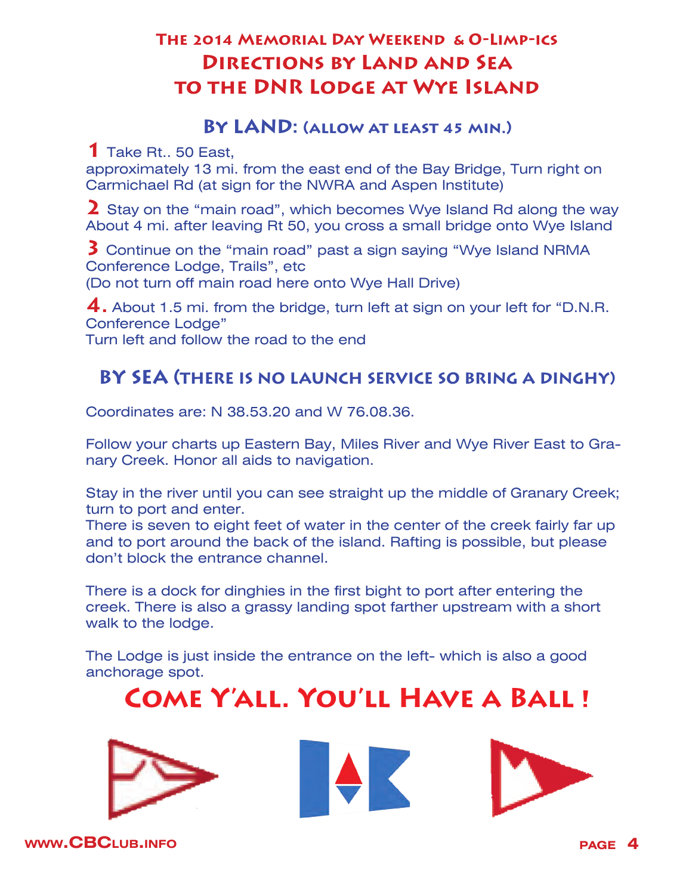## The 2014 Memorial Day Weekend & O-Limp-ics
# Directions by Land and Sea to the DNR Lodge at Wye Island

### By LAND: (allow at least 45 min.)

**1** Take Rt.. 50 East,
approximately 13 mi. from the east end of the Bay Bridge, Turn right on Carmichael Rd (at sign for the NWRA and Aspen Institute)

**2** Stay on the "main road", which becomes Wye Island Rd along the way
About 4 mi. after leaving Rt 50, you cross a small bridge onto Wye Island

**3** Continue on the "main road" past a sign saying "Wye Island NRMA Conference Lodge, Trails", etc
(Do not turn off main road here onto Wye Hall Drive)

**4.** About 1.5 mi. from the bridge, turn left at sign on your left for "D.N.R. Conference Lodge"
Turn left and follow the road to the end

### BY SEA (there is no launch service so bring a dinghy)

Coordinates are: N 38.53.20 and W 76.08.36.

Follow your charts up Eastern Bay, Miles River and Wye River East to Granary Creek. Honor all aids to navigation.

Stay in the river until you can see straight up the middle of Granary Creek; turn to port and enter.
There is seven to eight feet of water in the center of the creek fairly far up and to port around the back of the island. Rafting is possible, but please don't block the entrance channel.

There is a dock for dinghies in the first bight to port after entering the creek. There is also a grassy landing spot farther upstream with a short walk to the lodge.

The Lodge is just inside the entrance on the left- which is also a good anchorage spot.

## Come Y'all. You'll Have a Ball !

www.CBClub.info